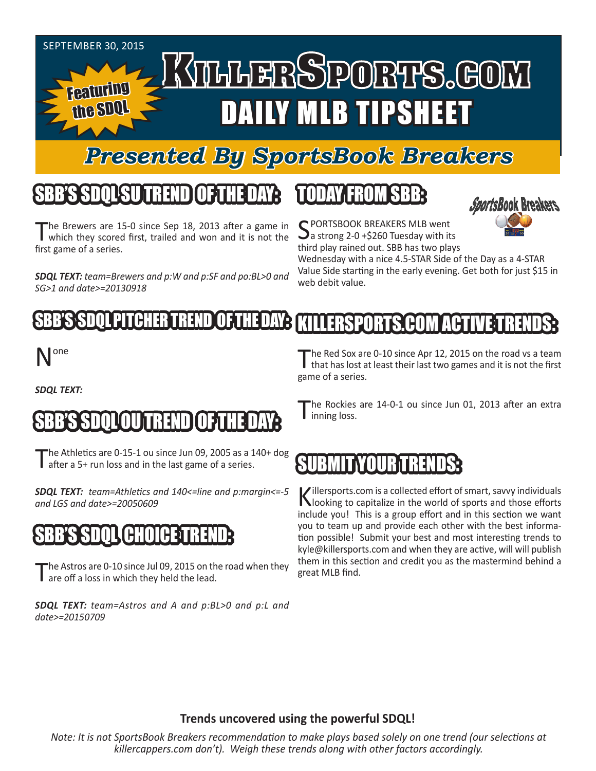SEPTEMBER 30, 2015

Featuring the SDQL

# KILLERSPORTS.COM DAILY MLB TIPSHEET

## *Presented By SportsBook Breakers*

## SBB'S SDQL SU TREND OF THE DAY:

The Brewers are 15-0 since Sep 18, 2013 after a game in which they scored first, trailed and won and it is not the first game of a series.

***SDQL TEXT:** team=Brewers and p:W and p:SF and po:BL>0 and SG>1 and date>=20130918*

## SBB'S SDQL PITCHER TREND OF THE DAY:

None

***SDQL TEXT:***

## SBB'S SDQL OU TREND OF THE DAY:

The Athletics are 0-15-1 ou since Jun 09, 2005 as a 140+ dog after a 5+ run loss and in the last game of a series.

***SDQL TEXT:** team=Athletics and 140<=line and p:margin<=-5 and LGS and date>=20050609*

## SBB'S SDQL CHOICE TREND:

The Astros are 0-10 since Jul 09, 2015 on the road when they are off a loss in which they held the lead.

***SDQL TEXT:** team=Astros and A and p:BL>0 and p:L and date>=20150709*

## TODAY FROM SBB:

SPORTSBOOK BREAKERS MLB went a strong 2-0 +$260 Tuesday with its third play rained out. SBB has two plays Wednesday with a nice 4.5-STAR Side of the Day as a 4-STAR Value Side starting in the early evening. Get both for just $15 in web debit value.

## KILLERSPORTS.COM ACTIVE TRENDS:

The Red Sox are 0-10 since Apr 12, 2015 on the road vs a team that has lost at least their last two games and it is not the first game of a series.

The Rockies are 14-0-1 ou since Jun 01, 2013 after an extra inning loss.

## SUBMIT YOUR TRENDS:

Killersports.com is a collected effort of smart, savvy individuals looking to capitalize in the world of sports and those efforts include you! This is a group effort and in this section we want you to team up and provide each other with the best information possible! Submit your best and most interesting trends to kyle@killersports.com and when they are active, will will publish them in this section and credit you as the mastermind behind a great MLB find.

**Trends uncovered using the powerful SDQL!**

*Note: It is not SportsBook Breakers recommendation to make plays based solely on one trend (our selections at killercappers.com don't). Weigh these trends along with other factors accordingly.*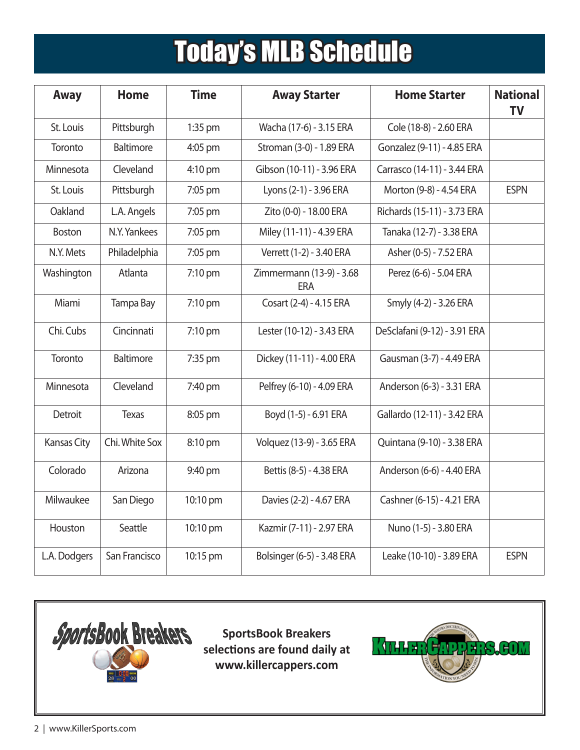# Today's MLB Schedule

| Away | Home | Time | Away Starter | Home Starter | National TV |
|---|---|---|---|---|---|
| St. Louis | Pittsburgh | 1:35 pm | Wacha (17-6) - 3.15 ERA | Cole (18-8) - 2.60 ERA | |
| Toronto | Baltimore | 4:05 pm | Stroman (3-0) - 1.89 ERA | Gonzalez (9-11) - 4.85 ERA | |
| Minnesota | Cleveland | 4:10 pm | Gibson (10-11) - 3.96 ERA | Carrasco (14-11) - 3.44 ERA | |
| St. Louis | Pittsburgh | 7:05 pm | Lyons (2-1) - 3.96 ERA | Morton (9-8) - 4.54 ERA | ESPN |
| Oakland | L.A. Angels | 7:05 pm | Zito (0-0) - 18.00 ERA | Richards (15-11) - 3.73 ERA | |
| Boston | N.Y. Yankees | 7:05 pm | Miley (11-11) - 4.39 ERA | Tanaka (12-7) - 3.38 ERA | |
| N.Y. Mets | Philadelphia | 7:05 pm | Verrett (1-2) - 3.40 ERA | Asher (0-5) - 7.52 ERA | |
| Washington | Atlanta | 7:10 pm | Zimmermann (13-9) - 3.68 ERA | Perez (6-6) - 5.04 ERA | |
| Miami | Tampa Bay | 7:10 pm | Cosart (2-4) - 4.15 ERA | Smyly (4-2) - 3.26 ERA | |
| Chi. Cubs | Cincinnati | 7:10 pm | Lester (10-12) - 3.43 ERA | DeSclafani (9-12) - 3.91 ERA | |
| Toronto | Baltimore | 7:35 pm | Dickey (11-11) - 4.00 ERA | Gausman (3-7) - 4.49 ERA | |
| Minnesota | Cleveland | 7:40 pm | Pelfrey (6-10) - 4.09 ERA | Anderson (6-3) - 3.31 ERA | |
| Detroit | Texas | 8:05 pm | Boyd (1-5) - 6.91 ERA | Gallardo (12-11) - 3.42 ERA | |
| Kansas City | Chi. White Sox | 8:10 pm | Volquez (13-9) - 3.65 ERA | Quintana (9-10) - 3.38 ERA | |
| Colorado | Arizona | 9:40 pm | Bettis (8-5) - 4.38 ERA | Anderson (6-6) - 4.40 ERA | |
| Milwaukee | San Diego | 10:10 pm | Davies (2-2) - 4.67 ERA | Cashner (6-15) - 4.21 ERA | |
| Houston | Seattle | 10:10 pm | Kazmir (7-11) - 2.97 ERA | Nuno (1-5) - 3.80 ERA | |
| L.A. Dodgers | San Francisco | 10:15 pm | Bolsinger (6-5) - 3.48 ERA | Leake (10-10) - 3.89 ERA | ESPN |

**SportsBook Breakers selections are found daily at www.killercappers.com**